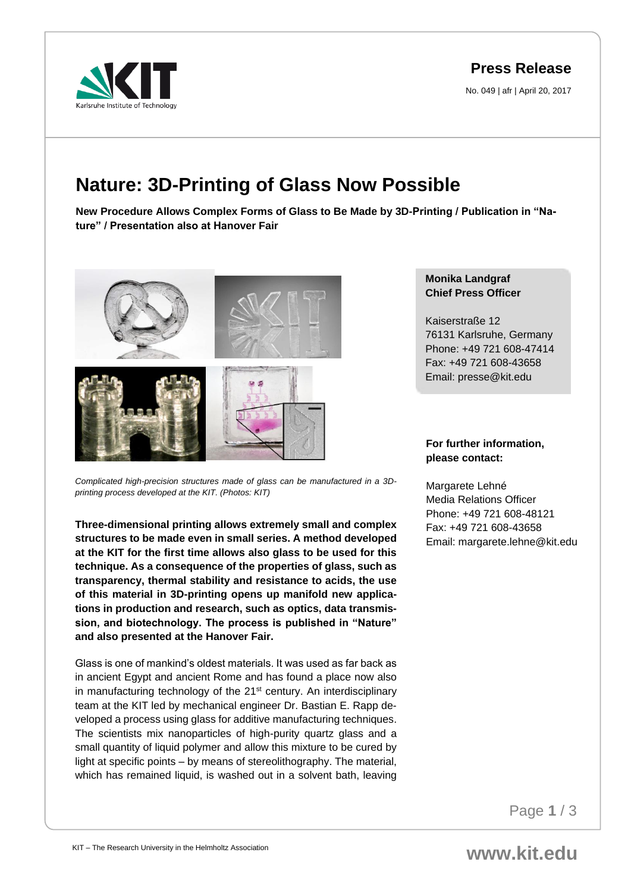**Press Release**

No. 049 | afr | April 20, 2017

# Nature: 3D-Printing of Glass Now Possible

**New Procedure Allows Complex Forms of Glass to Be Made by 3D-Printing / Publication in "Nature" / Presentation also at Hanover Fair**

*Complicated high-precision structures made of glass can be manufactured in a 3D-printing process developed at the KIT. (Photos: KIT)*

**Three-dimensional printing allows extremely small and complex structures to be made even in small series. A method developed at the KIT for the first time allows also glass to be used for this technique. As a consequence of the properties of glass, such as transparency, thermal stability and resistance to acids, the use of this material in 3D-printing opens up manifold new applications in production and research, such as optics, data transmission, and biotechnology. The process is published in "Nature" and also presented at the Hanover Fair.**

Glass is one of mankind's oldest materials. It was used as far back as in ancient Egypt and ancient Rome and has found a place now also in manufacturing technology of the 21st century. An interdisciplinary team at the KIT led by mechanical engineer Dr. Bastian E. Rapp developed a process using glass for additive manufacturing techniques. The scientists mix nanoparticles of high-purity quartz glass and a small quantity of liquid polymer and allow this mixture to be cured by light at specific points – by means of stereolithography. The material, which has remained liquid, is washed out in a solvent bath, leaving

**Monika Landgraf**
**Chief Press Officer**

Kaiserstraße 12
76131 Karlsruhe, Germany
Phone: +49 721 608-47414
Fax: +49 721 608-43658
Email: presse@kit.edu

**For further information, please contact:**

Margarete Lehné
Media Relations Officer
Phone: +49 721 608-48121
Fax: +49 721 608-43658
Email: margarete.lehne@kit.edu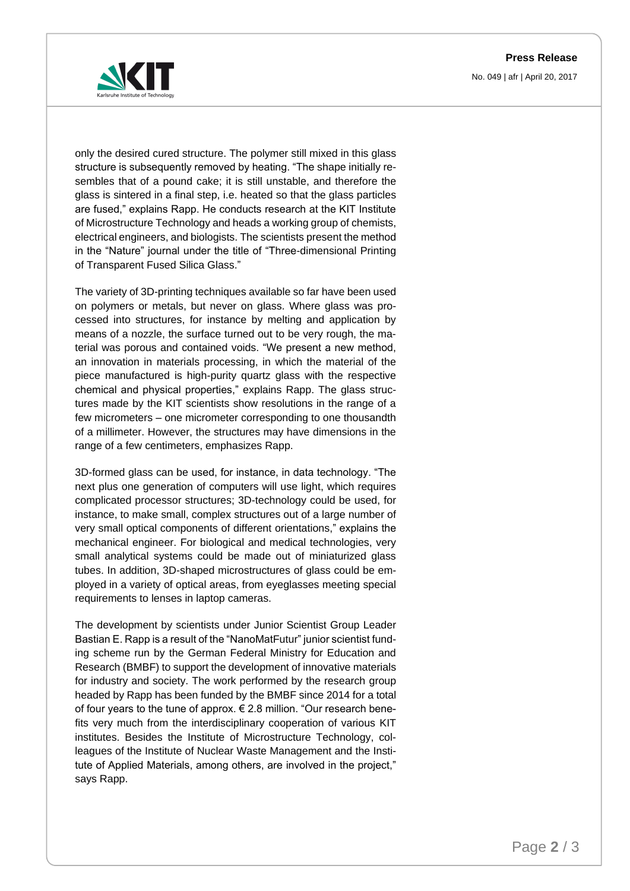only the desired cured structure. The polymer still mixed in this glass structure is subsequently removed by heating. "The shape initially resembles that of a pound cake; it is still unstable, and therefore the glass is sintered in a final step, i.e. heated so that the glass particles are fused," explains Rapp. He conducts research at the KIT Institute of Microstructure Technology and heads a working group of chemists, electrical engineers, and biologists. The scientists present the method in the "Nature" journal under the title of "Three-dimensional Printing of Transparent Fused Silica Glass."

The variety of 3D-printing techniques available so far have been used on polymers or metals, but never on glass. Where glass was processed into structures, for instance by melting and application by means of a nozzle, the surface turned out to be very rough, the material was porous and contained voids. "We present a new method, an innovation in materials processing, in which the material of the piece manufactured is high-purity quartz glass with the respective chemical and physical properties," explains Rapp. The glass structures made by the KIT scientists show resolutions in the range of a few micrometers – one micrometer corresponding to one thousandth of a millimeter. However, the structures may have dimensions in the range of a few centimeters, emphasizes Rapp.

3D-formed glass can be used, for instance, in data technology. "The next plus one generation of computers will use light, which requires complicated processor structures; 3D-technology could be used, for instance, to make small, complex structures out of a large number of very small optical components of different orientations," explains the mechanical engineer. For biological and medical technologies, very small analytical systems could be made out of miniaturized glass tubes. In addition, 3D-shaped microstructures of glass could be employed in a variety of optical areas, from eyeglasses meeting special requirements to lenses in laptop cameras.

The development by scientists under Junior Scientist Group Leader Bastian E. Rapp is a result of the "NanoMatFutur" junior scientist funding scheme run by the German Federal Ministry for Education and Research (BMBF) to support the development of innovative materials for industry and society. The work performed by the research group headed by Rapp has been funded by the BMBF since 2014 for a total of four years to the tune of approx. € 2.8 million. "Our research benefits very much from the interdisciplinary cooperation of various KIT institutes. Besides the Institute of Microstructure Technology, colleagues of the Institute of Nuclear Waste Management and the Institute of Applied Materials, among others, are involved in the project," says Rapp.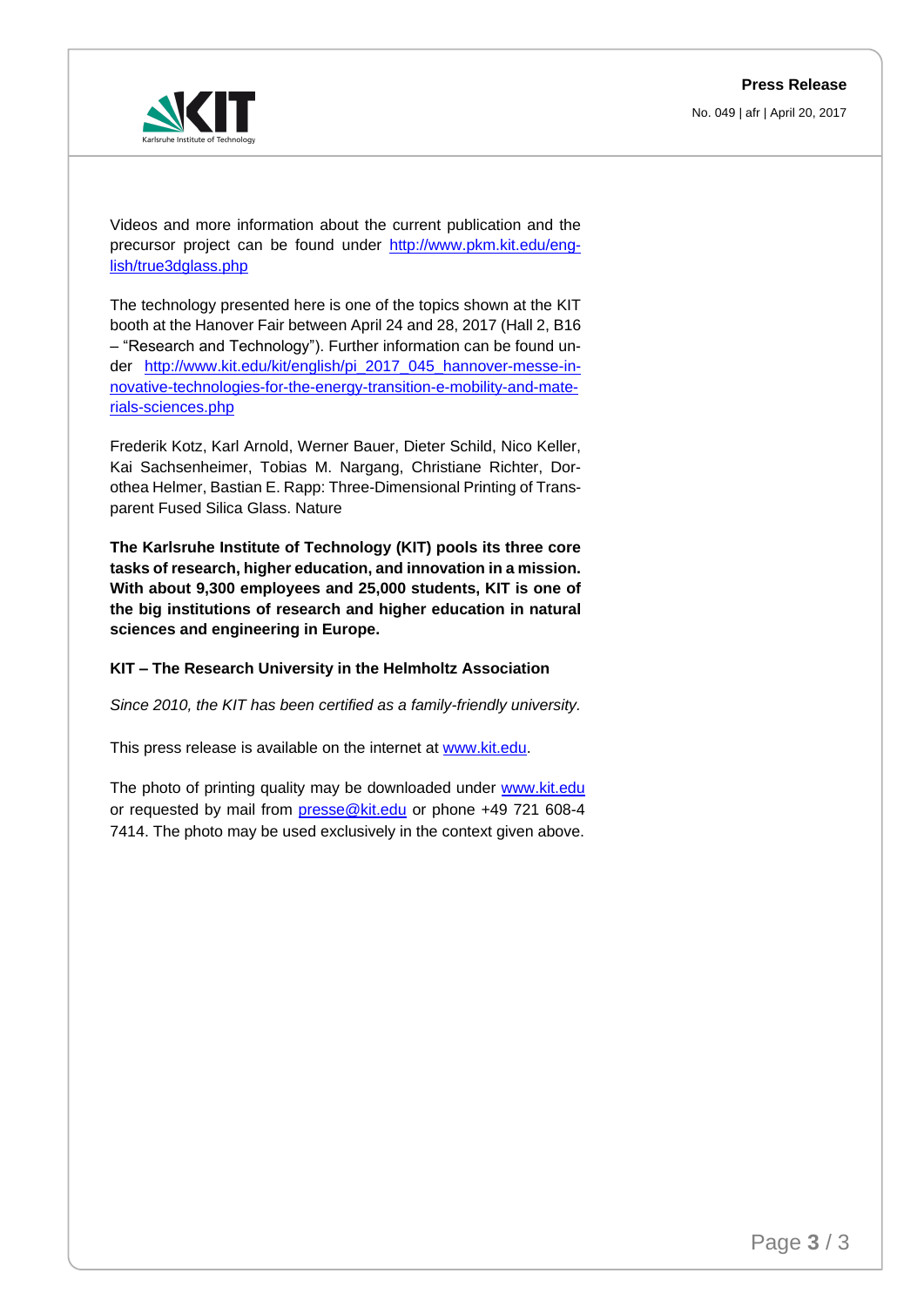Videos and more information about the current publication and the precursor project can be found under http://www.pkm.kit.edu/english/true3dglass.php

The technology presented here is one of the topics shown at the KIT booth at the Hanover Fair between April 24 and 28, 2017 (Hall 2, B16 – "Research and Technology"). Further information can be found under http://www.kit.edu/kit/english/pi_2017_045_hannover-messe-innovative-technologies-for-the-energy-transition-e-mobility-and-materials-sciences.php

Frederik Kotz, Karl Arnold, Werner Bauer, Dieter Schild, Nico Keller, Kai Sachsenheimer, Tobias M. Nargang, Christiane Richter, Dorothea Helmer, Bastian E. Rapp: Three-Dimensional Printing of Transparent Fused Silica Glass. Nature

**The Karlsruhe Institute of Technology (KIT) pools its three core tasks of research, higher education, and innovation in a mission. With about 9,300 employees and 25,000 students, KIT is one of the big institutions of research and higher education in natural sciences and engineering in Europe.**

**KIT – The Research University in the Helmholtz Association**

*Since 2010, the KIT has been certified as a family-friendly university.*

This press release is available on the internet at www.kit.edu.

The photo of printing quality may be downloaded under www.kit.edu or requested by mail from presse@kit.edu or phone +49 721 608-4 7414. The photo may be used exclusively in the context given above.